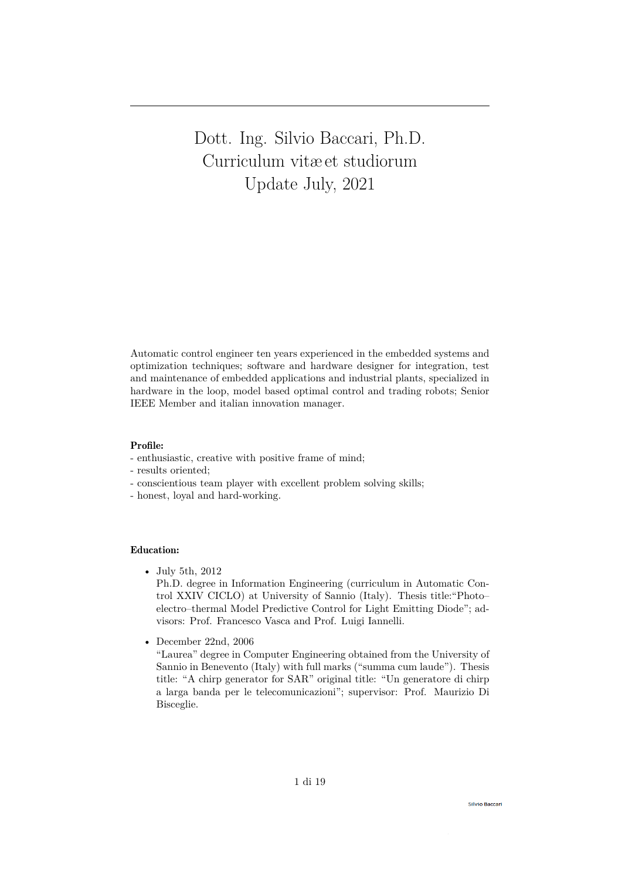---

# Dott. Ing. Silvio Baccari, Ph.D.
# Curriculum vitæ et studiorum
# Update July, 2021

Automatic control engineer ten years experienced in the embedded systems and optimization techniques; software and hardware designer for integration, test and maintenance of embedded applications and industrial plants, specialized in hardware in the loop, model based optimal control and trading robots; Senior IEEE Member and italian innovation manager.

**Profile:**

- enthusiastic, creative with positive frame of mind;
- results oriented;
- conscientious team player with excellent problem solving skills;
- honest, loyal and hard-working.

**Education:**

- July 5th, 2012
  Ph.D. degree in Information Engineering (curriculum in Automatic Control XXIV CICLO) at University of Sannio (Italy). Thesis title:"Photo–electro–thermal Model Predictive Control for Light Emitting Diode"; advisors: Prof. Francesco Vasca and Prof. Luigi Iannelli.

- December 22nd, 2006
  "Laurea" degree in Computer Engineering obtained from the University of Sannio in Benevento (Italy) with full marks ("summa cum laude"). Thesis title: "A chirp generator for SAR" original title: "Un generatore di chirp a larga banda per le telecomunicazioni"; supervisor: Prof. Maurizio Di Bisceglie.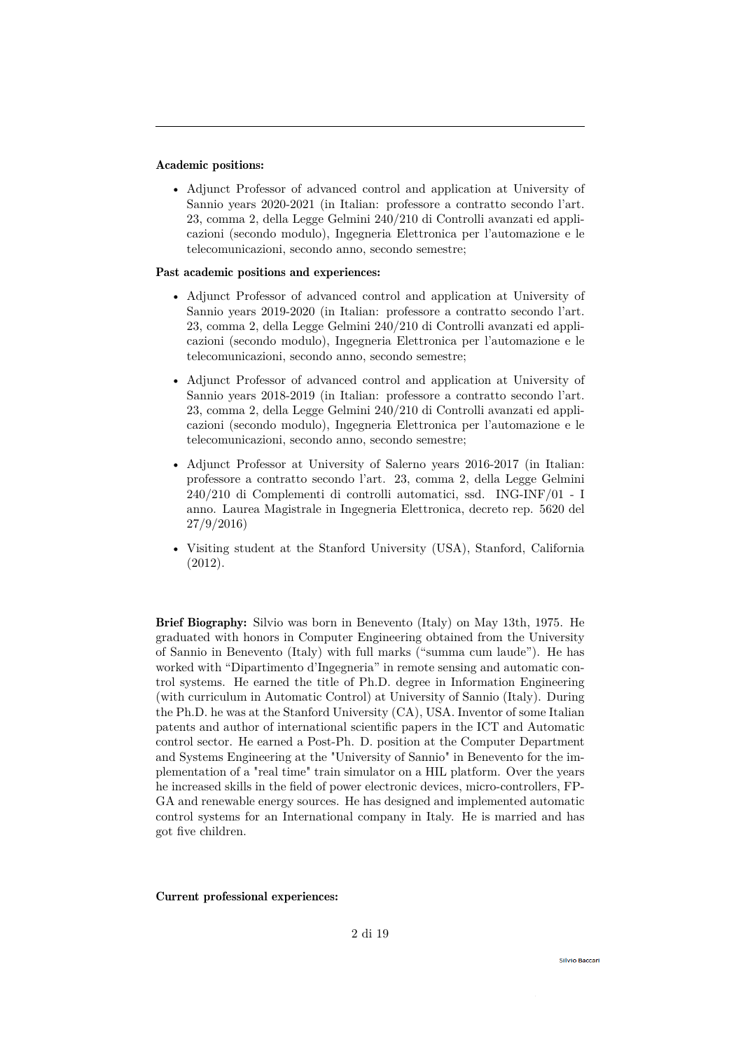---

**Academic positions:**

- Adjunct Professor of advanced control and application at University of Sannio years 2020-2021 (in Italian: professore a contratto secondo l'art. 23, comma 2, della Legge Gelmini 240/210 di Controlli avanzati ed applicazioni (secondo modulo), Ingegneria Elettronica per l'automazione e le telecomunicazioni, secondo anno, secondo semestre;

**Past academic positions and experiences:**

- Adjunct Professor of advanced control and application at University of Sannio years 2019-2020 (in Italian: professore a contratto secondo l'art. 23, comma 2, della Legge Gelmini 240/210 di Controlli avanzati ed applicazioni (secondo modulo), Ingegneria Elettronica per l'automazione e le telecomunicazioni, secondo anno, secondo semestre;
- Adjunct Professor of advanced control and application at University of Sannio years 2018-2019 (in Italian: professore a contratto secondo l'art. 23, comma 2, della Legge Gelmini 240/210 di Controlli avanzati ed applicazioni (secondo modulo), Ingegneria Elettronica per l'automazione e le telecomunicazioni, secondo anno, secondo semestre;
- Adjunct Professor at University of Salerno years 2016-2017 (in Italian: professore a contratto secondo l'art. 23, comma 2, della Legge Gelmini 240/210 di Complementi di controlli automatici, ssd. ING-INF/01 - I anno. Laurea Magistrale in Ingegneria Elettronica, decreto rep. 5620 del 27/9/2016)
- Visiting student at the Stanford University (USA), Stanford, California (2012).

**Brief Biography:** Silvio was born in Benevento (Italy) on May 13th, 1975. He graduated with honors in Computer Engineering obtained from the University of Sannio in Benevento (Italy) with full marks ("summa cum laude"). He has worked with "Dipartimento d'Ingegneria" in remote sensing and automatic control systems. He earned the title of Ph.D. degree in Information Engineering (with curriculum in Automatic Control) at University of Sannio (Italy). During the Ph.D. he was at the Stanford University (CA), USA. Inventor of some Italian patents and author of international scientific papers in the ICT and Automatic control sector. He earned a Post-Ph. D. position at the Computer Department and Systems Engineering at the "University of Sannio" in Benevento for the implementation of a "real time" train simulator on a HIL platform. Over the years he increased skills in the field of power electronic devices, micro-controllers, FPGA and renewable energy sources. He has designed and implemented automatic control systems for an International company in Italy. He is married and has got five children.

**Current professional experiences:**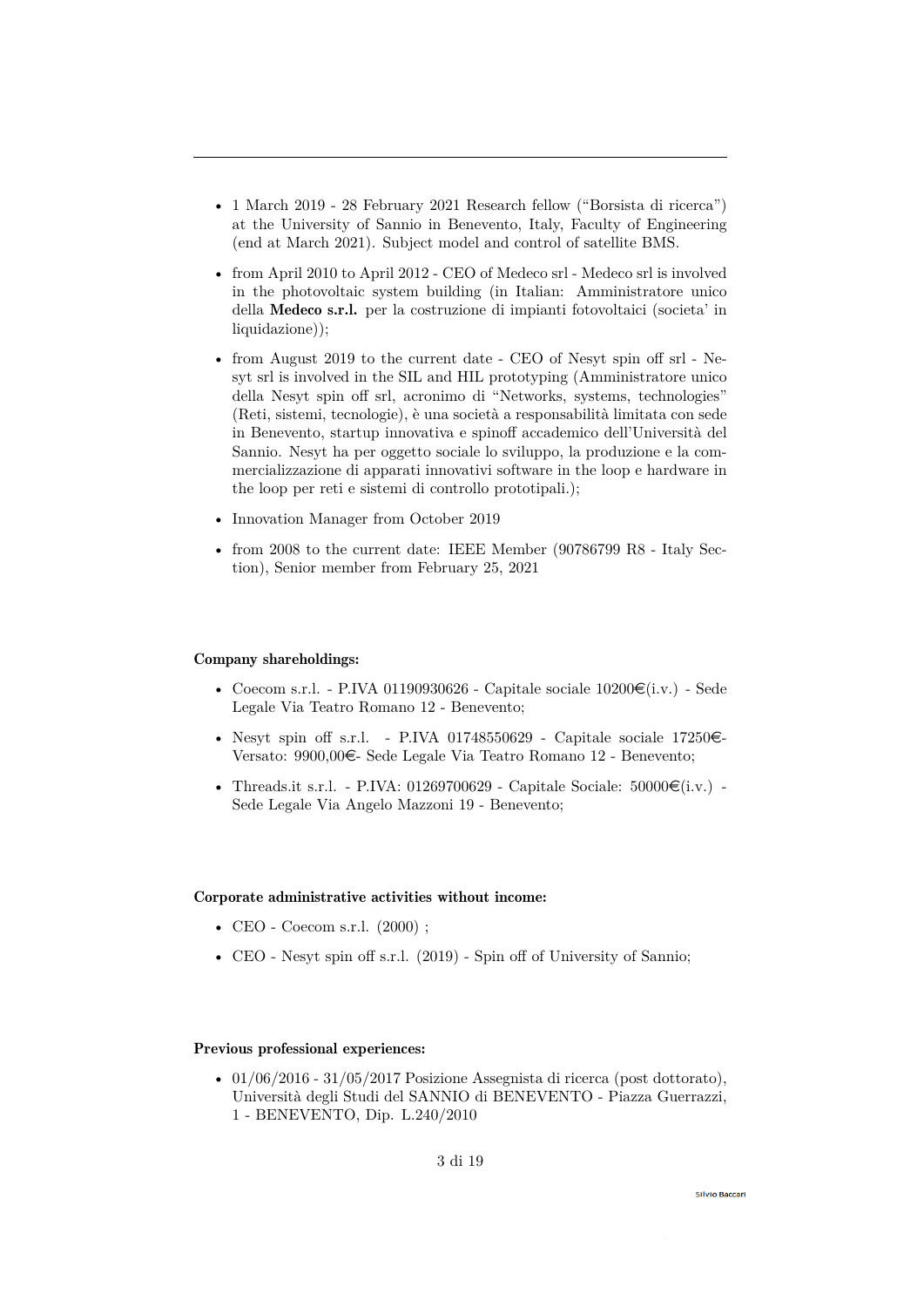- 1 March 2019 - 28 February 2021 Research fellow ("Borsista di ricerca") at the University of Sannio in Benevento, Italy, Faculty of Engineering (end at March 2021). Subject model and control of satellite BMS.
- from April 2010 to April 2012 - CEO of Medeco srl - Medeco srl is involved in the photovoltaic system building (in Italian: Amministratore unico della **Medeco s.r.l.** per la costruzione di impianti fotovoltaici (societa' in liquidazione));
- from August 2019 to the current date - CEO of Nesyt spin off srl - Nesyt srl is involved in the SIL and HIL prototyping (Amministratore unico della Nesyt spin off srl, acronimo di "Networks, systems, technologies" (Reti, sistemi, tecnologie), è una società a responsabilità limitata con sede in Benevento, startup innovativa e spinoff accademico dell'Università del Sannio. Nesyt ha per oggetto sociale lo sviluppo, la produzione e la commercializzazione di apparati innovativi software in the loop e hardware in the loop per reti e sistemi di controllo prototipali.);
- Innovation Manager from October 2019
- from 2008 to the current date: IEEE Member (90786799 R8 - Italy Section), Senior member from February 25, 2021

**Company shareholdings:**

- Coecom s.r.l. - P.IVA 01190930626 - Capitale sociale 10200€(i.v.) - Sede Legale Via Teatro Romano 12 - Benevento;
- Nesyt spin off s.r.l. - P.IVA 01748550629 - Capitale sociale 17250€- Versato: 9900,00€- Sede Legale Via Teatro Romano 12 - Benevento;
- Threads.it s.r.l. - P.IVA: 01269700629 - Capitale Sociale: 50000€(i.v.) - Sede Legale Via Angelo Mazzoni 19 - Benevento;

**Corporate administrative activities without income:**

- CEO - Coecom s.r.l. (2000) ;
- CEO - Nesyt spin off s.r.l. (2019) - Spin off of University of Sannio;

**Previous professional experiences:**

- 01/06/2016 - 31/05/2017 Posizione Assegnista di ricerca (post dottorato), Università degli Studi del SANNIO di BENEVENTO - Piazza Guerrazzi, 1 - BENEVENTO, Dip. L.240/2010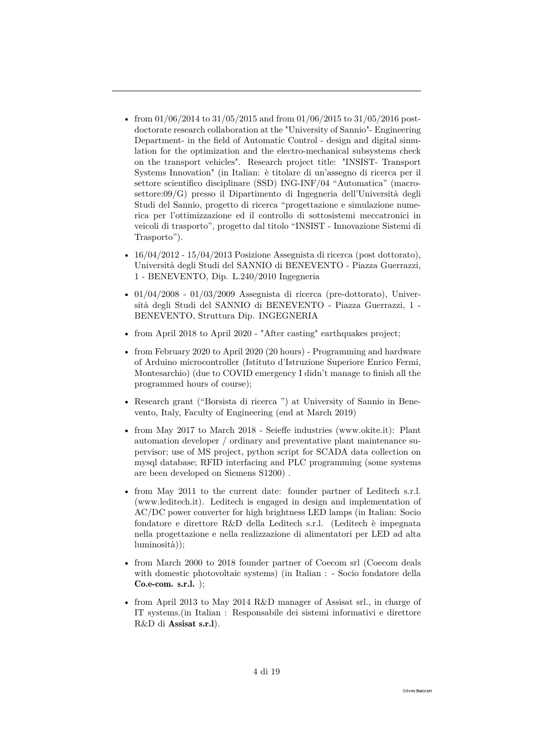- from 01/06/2014 to 31/05/2015 and from 01/06/2015 to 31/05/2016 post-doctorate research collaboration at the "University of Sannio"- Engineering Department- in the field of Automatic Control - design and digital simulation for the optimization and the electro-mechanical subsystems check on the transport vehicles". Research project title: "INSIST- Transport Systems Innovation" (in Italian: è titolare di un'assegno di ricerca per il settore scientifico disciplinare (SSD) ING-INF/04 "Automatica" (macro-settore:09/G) presso il Dipartimento di Ingegneria dell'Università degli Studi del Sannio, progetto di ricerca "progettazione e simulazione numerica per l'ottimizzazione ed il controllo di sottosistemi meccatronici in veicoli di trasporto", progetto dal titolo "INSIST - Innovazione Sistemi di Trasporto").

- 16/04/2012 - 15/04/2013 Posizione Assegnista di ricerca (post dottorato), Università degli Studi del SANNIO di BENEVENTO - Piazza Guerrazzi, 1 - BENEVENTO, Dip. L.240/2010 Ingegneria

- 01/04/2008 - 01/03/2009 Assegnista di ricerca (pre-dottorato), Università degli Studi del SANNIO di BENEVENTO - Piazza Guerrazzi, 1 - BENEVENTO, Struttura Dip. INGEGNERIA

- from April 2018 to April 2020 - "After casting" earthquakes project;

- from February 2020 to April 2020 (20 hours) - Programming and hardware of Arduino microcontroller (Istituto d'Istruzione Superiore Enrico Fermi, Montesarchio) (due to COVID emergency I didn't manage to finish all the programmed hours of course);

- Research grant ("Borsista di ricerca ") at University of Sannio in Benevento, Italy, Faculty of Engineering (end at March 2019)

- from May 2017 to March 2018 - Seieffe industries (www.okite.it): Plant automation developer / ordinary and preventative plant maintenance supervisor; use of MS project, python script for SCADA data collection on mysql database; RFID interfacing and PLC programming (some systems are been developed on Siemens S1200) .

- from May 2011 to the current date: founder partner of Leditech s.r.l. (www.leditech.it). Leditech is engaged in design and implementation of AC/DC power converter for high brightness LED lamps (in Italian: Socio fondatore e direttore R&D della Leditech s.r.l. (Leditech è impegnata nella progettazione e nella realizzazione di alimentatori per LED ad alta luminosità));

- from March 2000 to 2018 founder partner of Coecom srl (Coecom deals with domestic photovoltaic systems) (in Italian : - Socio fondatore della **Co.e-com. s.r.l.** );

- from April 2013 to May 2014 R&D manager of Assisat srl., in charge of IT systems.(in Italian : Responsabile dei sistemi informativi e direttore R&D di **Assisat s.r.l**).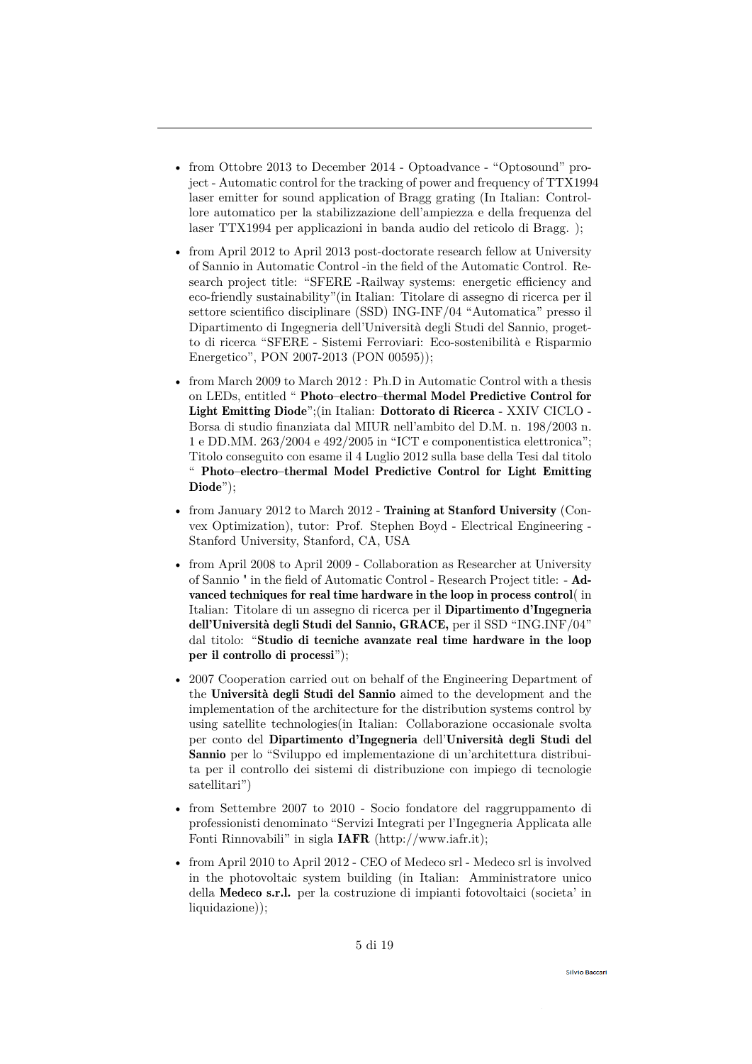- from Ottobre 2013 to December 2014 - Optoadvance - “Optosound” project - Automatic control for the tracking of power and frequency of TTX1994 laser emitter for sound application of Bragg grating (In Italian: Controllore automatico per la stabilizzazione dell’ampiezza e della frequenza del laser TTX1994 per applicazioni in banda audio del reticolo di Bragg. );

- from April 2012 to April 2013 post-doctorate research fellow at University of Sannio in Automatic Control -in the field of the Automatic Control. Research project title: “SFERE -Railway systems: energetic efficiency and eco-friendly sustainability”(in Italian: Titolare di assegno di ricerca per il settore scientifico disciplinare (SSD) ING-INF/04 “Automatica” presso il Dipartimento di Ingegneria dell’Università degli Studi del Sannio, progetto di ricerca “SFERE - Sistemi Ferroviari: Eco-sostenibilità e Risparmio Energetico”, PON 2007-2013 (PON 00595));

- from March 2009 to March 2012 : Ph.D in Automatic Control with a thesis on LEDs, entitled “ **Photo–electro–thermal Model Predictive Control for Light Emitting Diode**”;(in Italian: **Dottorato di Ricerca** - XXIV CICLO - Borsa di studio finanziata dal MIUR nell’ambito del D.M. n. 198/2003 n. 1 e DD.MM. 263/2004 e 492/2005 in “ICT e componentistica elettronica”; Titolo conseguito con esame il 4 Luglio 2012 sulla base della Tesi dal titolo “ **Photo–electro–thermal Model Predictive Control for Light Emitting Diode**”);

- from January 2012 to March 2012 - **Training at Stanford University** (Convex Optimization), tutor: Prof. Stephen Boyd - Electrical Engineering - Stanford University, Stanford, CA, USA

- from April 2008 to April 2009 - Collaboration as Researcher at University of Sannio " in the field of Automatic Control - Research Project title: - **Advanced techniques for real time hardware in the loop in process control**( in Italian: Titolare di un assegno di ricerca per il **Dipartimento d’Ingegneria dell’Università degli Studi del Sannio, GRACE,** per il SSD “ING.INF/04” dal titolo: “**Studio di tecniche avanzate real time hardware in the loop per il controllo di processi**”);

- 2007 Cooperation carried out on behalf of the Engineering Department of the **Università degli Studi del Sannio** aimed to the development and the implementation of the architecture for the distribution systems control by using satellite technologies(in Italian: Collaborazione occasionale svolta per conto del **Dipartimento d’Ingegneria** dell’**Università degli Studi del Sannio** per lo “Sviluppo ed implementazione di un’architettura distribuita per il controllo dei sistemi di distribuzione con impiego di tecnologie satellitari”)

- from Settembre 2007 to 2010 - Socio fondatore del raggruppamento di professionisti denominato “Servizi Integrati per l’Ingegneria Applicata alle Fonti Rinnovabili” in sigla **IAFR** (http://www.iafr.it);

- from April 2010 to April 2012 - CEO of Medeco srl - Medeco srl is involved in the photovoltaic system building (in Italian: Amministratore unico della **Medeco s.r.l.** per la costruzione di impianti fotovoltaici (societa’ in liquidazione));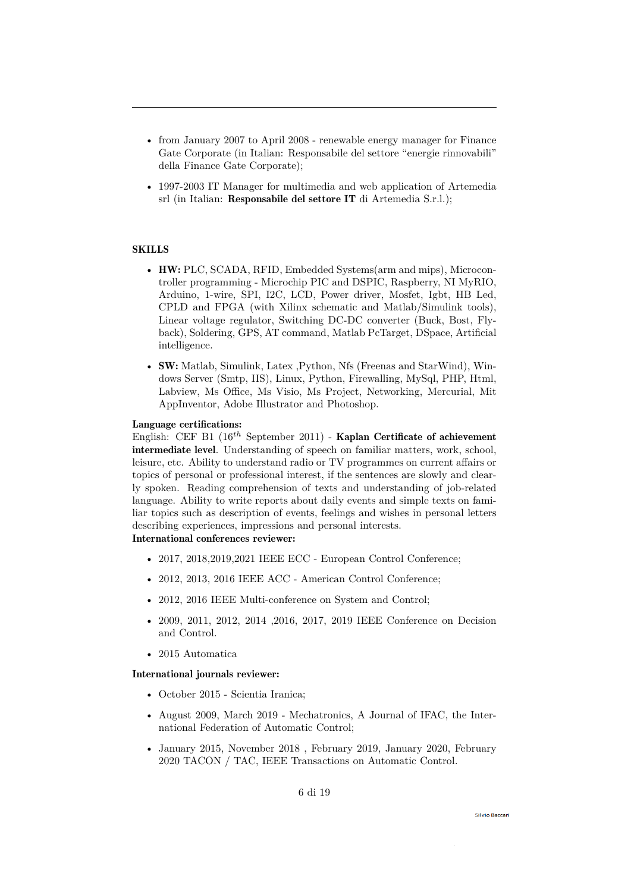- from January 2007 to April 2008 - renewable energy manager for Finance Gate Corporate (in Italian: Responsabile del settore "energie rinnovabili" della Finance Gate Corporate);
- 1997-2003 IT Manager for multimedia and web application of Artemedia srl (in Italian: **Responsabile del settore IT** di Artemedia S.r.l.);

## SKILLS

- **HW:** PLC, SCADA, RFID, Embedded Systems(arm and mips), Microcontroller programming - Microchip PIC and DSPIC, Raspberry, NI MyRIO, Arduino, 1-wire, SPI, I2C, LCD, Power driver, Mosfet, Igbt, HB Led, CPLD and FPGA (with Xilinx schematic and Matlab/Simulink tools), Linear voltage regulator, Switching DC-DC converter (Buck, Bost, Flyback), Soldering, GPS, AT command, Matlab PcTarget, DSpace, Artificial intelligence.
- **SW:** Matlab, Simulink, Latex ,Python, Nfs (Freenas and StarWind), Windows Server (Smtp, IIS), Linux, Python, Firewalling, MySql, PHP, Html, Labview, Ms Office, Ms Visio, Ms Project, Networking, Mercurial, Mit AppInventor, Adobe Illustrator and Photoshop.

**Language certifications:**
English: CEF B1 (16$^{th}$ September 2011) - **Kaplan Certificate of achievement intermediate level**. Understanding of speech on familiar matters, work, school, leisure, etc. Ability to understand radio or TV programmes on current affairs or topics of personal or professional interest, if the sentences are slowly and clearly spoken. Reading comprehension of texts and understanding of job-related language. Ability to write reports about daily events and simple texts on familiar topics such as description of events, feelings and wishes in personal letters describing experiences, impressions and personal interests.
**International conferences reviewer:**

- 2017, 2018,2019,2021 IEEE ECC - European Control Conference;
- 2012, 2013, 2016 IEEE ACC - American Control Conference;
- 2012, 2016 IEEE Multi-conference on System and Control;
- 2009, 2011, 2012, 2014 ,2016, 2017, 2019 IEEE Conference on Decision and Control.
- 2015 Automatica

**International journals reviewer:**

- October 2015 - Scientia Iranica;
- August 2009, March 2019 - Mechatronics, A Journal of IFAC, the International Federation of Automatic Control;
- January 2015, November 2018 , February 2019, January 2020, February 2020 TACON / TAC, IEEE Transactions on Automatic Control.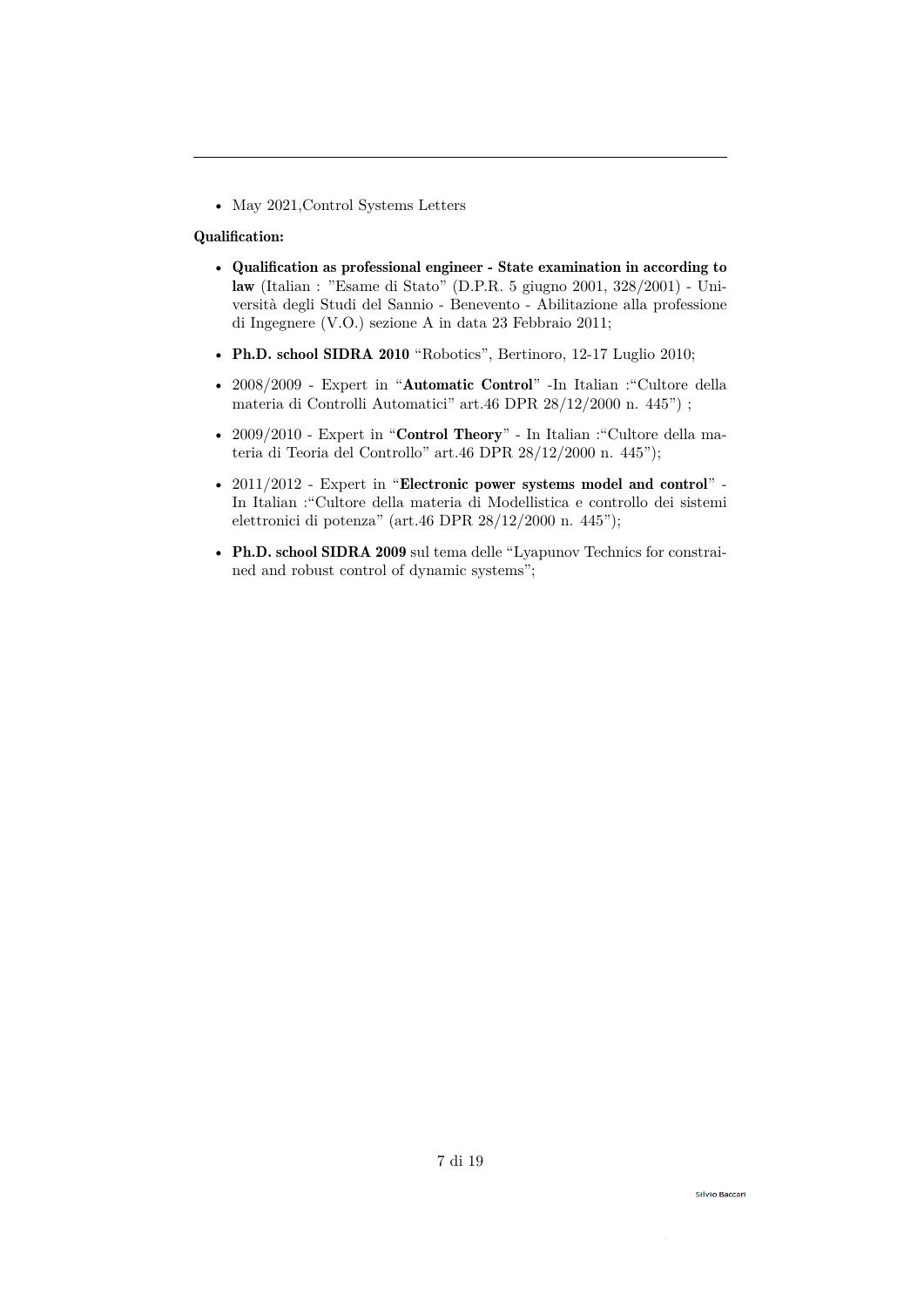- May 2021,Control Systems Letters

**Qualification:**

- **Qualification as professional engineer - State examination in according to law** (Italian : "Esame di Stato" (D.P.R. 5 giugno 2001, 328/2001) - Università degli Studi del Sannio - Benevento - Abilitazione alla professione di Ingegnere (V.O.) sezione A in data 23 Febbraio 2011;
- **Ph.D. school SIDRA 2010** "Robotics", Bertinoro, 12-17 Luglio 2010;
- 2008/2009 - Expert in "**Automatic Control**" -In Italian :"Cultore della materia di Controlli Automatici" art.46 DPR 28/12/2000 n. 445") ;
- 2009/2010 - Expert in "**Control Theory**" - In Italian :"Cultore della materia di Teoria del Controllo" art.46 DPR 28/12/2000 n. 445");
- 2011/2012 - Expert in "**Electronic power systems model and control**" - In Italian :"Cultore della materia di Modellistica e controllo dei sistemi elettronici di potenza" (art.46 DPR 28/12/2000 n. 445");
- **Ph.D. school SIDRA 2009** sul tema delle "Lyapunov Technics for constrained and robust control of dynamic systems";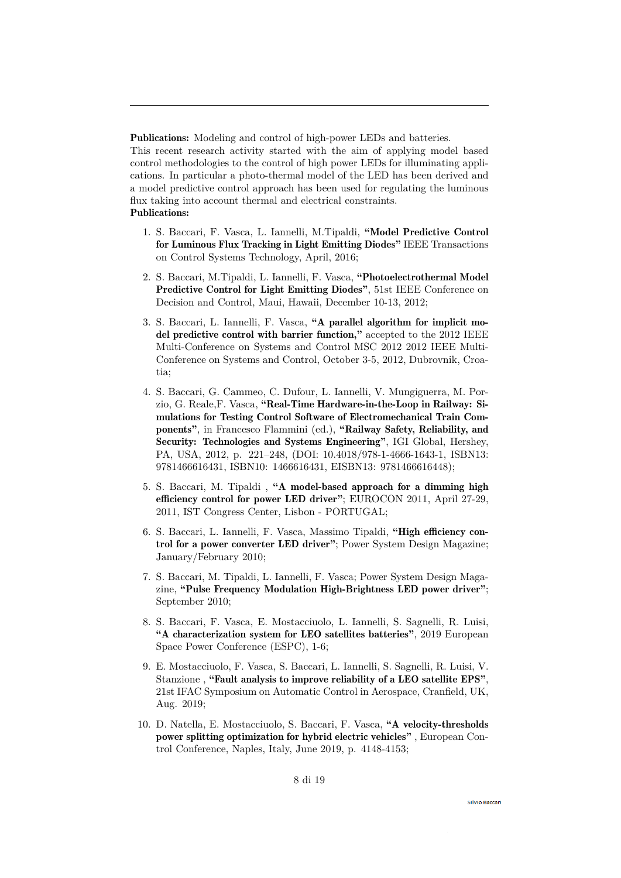---

**Publications:** Modeling and control of high-power LEDs and batteries.
This recent research activity started with the aim of applying model based control methodologies to the control of high power LEDs for illuminating applications. In particular a photo-thermal model of the LED has been derived and a model predictive control approach has been used for regulating the luminous flux taking into account thermal and electrical constraints.
**Publications:**

1. S. Baccari, F. Vasca, L. Iannelli, M.Tipaldi, **"Model Predictive Control for Luminous Flux Tracking in Light Emitting Diodes"** IEEE Transactions on Control Systems Technology, April, 2016;

2. S. Baccari, M.Tipaldi, L. Iannelli, F. Vasca, **"Photoelectrothermal Model Predictive Control for Light Emitting Diodes"**, 51st IEEE Conference on Decision and Control, Maui, Hawaii, December 10-13, 2012;

3. S. Baccari, L. Iannelli, F. Vasca, **"A parallel algorithm for implicit model predictive control with barrier function,"** accepted to the 2012 IEEE Multi-Conference on Systems and Control MSC 2012 2012 IEEE Multi-Conference on Systems and Control, October 3-5, 2012, Dubrovnik, Croatia;

4. S. Baccari, G. Cammeo, C. Dufour, L. Iannelli, V. Mungiguerra, M. Porzio, G. Reale,F. Vasca, **"Real-Time Hardware-in-the-Loop in Railway: Simulations for Testing Control Software of Electromechanical Train Components"**, in Francesco Flammini (ed.), **"Railway Safety, Reliability, and Security: Technologies and Systems Engineering"**, IGI Global, Hershey, PA, USA, 2012, p. 221–248, (DOI: 10.4018/978-1-4666-1643-1, ISBN13: 9781466616431, ISBN10: 1466616431, EISBN13: 9781466616448);

5. S. Baccari, M. Tipaldi , **"A model-based approach for a dimming high efficiency control for power LED driver"**; EUROCON 2011, April 27-29, 2011, IST Congress Center, Lisbon - PORTUGAL;

6. S. Baccari, L. Iannelli, F. Vasca, Massimo Tipaldi, **"High efficiency control for a power converter LED driver"**; Power System Design Magazine; January/February 2010;

7. S. Baccari, M. Tipaldi, L. Iannelli, F. Vasca; Power System Design Magazine, **"Pulse Frequency Modulation High-Brightness LED power driver"**; September 2010;

8. S. Baccari, F. Vasca, E. Mostacciuolo, L. Iannelli, S. Sagnelli, R. Luisi, **"A characterization system for LEO satellites batteries"**, 2019 European Space Power Conference (ESPC), 1-6;

9. E. Mostacciuolo, F. Vasca, S. Baccari, L. Iannelli, S. Sagnelli, R. Luisi, V. Stanzione , **"Fault analysis to improve reliability of a LEO satellite EPS"**, 21st IFAC Symposium on Automatic Control in Aerospace, Cranfield, UK, Aug. 2019;

10. D. Natella, E. Mostacciuolo, S. Baccari, F. Vasca, **"A velocity-thresholds power splitting optimization for hybrid electric vehicles"** , European Control Conference, Naples, Italy, June 2019, p. 4148-4153;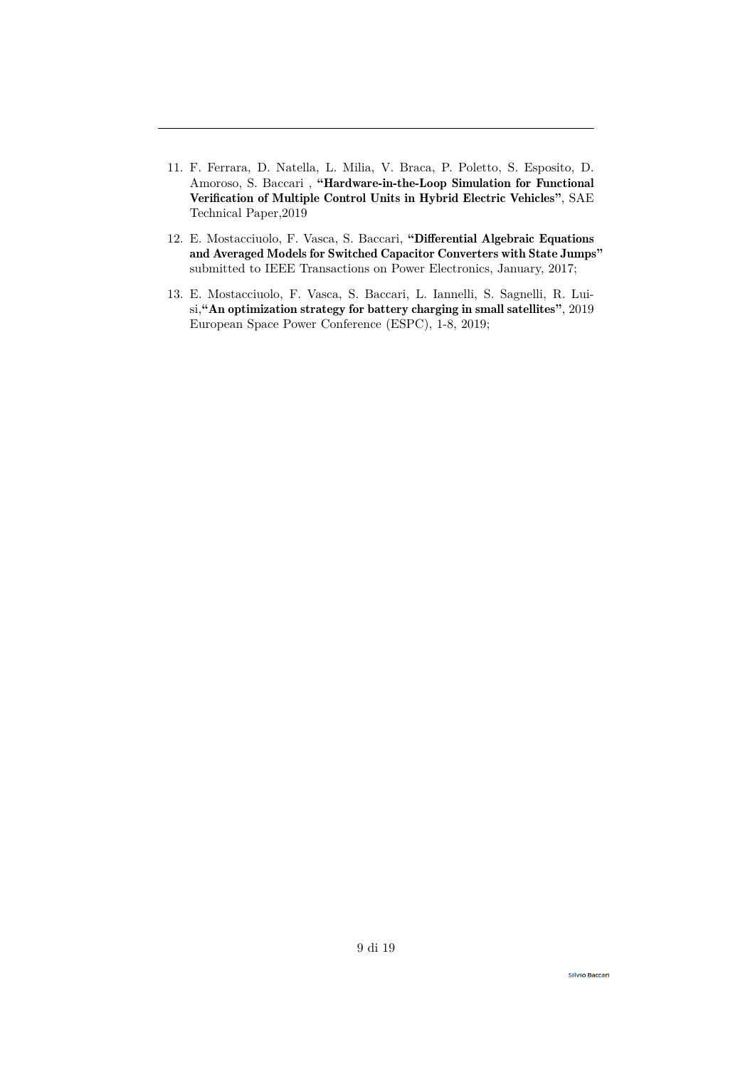11. F. Ferrara, D. Natella, L. Milia, V. Braca, P. Poletto, S. Esposito, D. Amoroso, S. Baccari , **"Hardware-in-the-Loop Simulation for Functional Verification of Multiple Control Units in Hybrid Electric Vehicles"**, SAE Technical Paper,2019

12. E. Mostacciuolo, F. Vasca, S. Baccari, **"Differential Algebraic Equations and Averaged Models for Switched Capacitor Converters with State Jumps"** submitted to IEEE Transactions on Power Electronics, January, 2017;

13. E. Mostacciuolo, F. Vasca, S. Baccari, L. Iannelli, S. Sagnelli, R. Luisi,**"An optimization strategy for battery charging in small satellites"**, 2019 European Space Power Conference (ESPC), 1-8, 2019;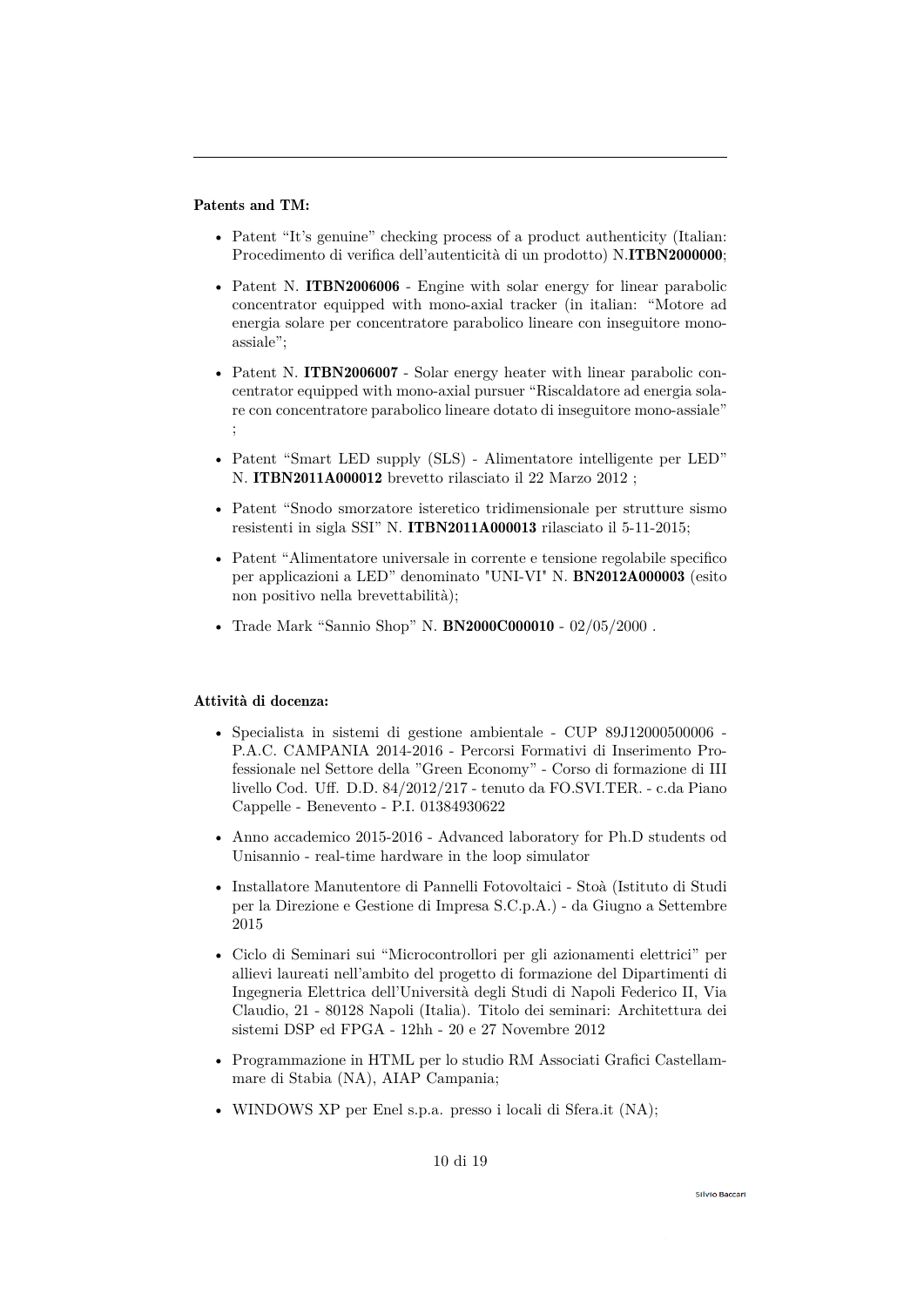**Patents and TM:**

- Patent "It's genuine" checking process of a product authenticity (Italian: Procedimento di verifica dell'autenticità di un prodotto) N.**ITBN2000000**;
- Patent N. **ITBN2006006** - Engine with solar energy for linear parabolic concentrator equipped with mono-axial tracker (in italian: "Motore ad energia solare per concentratore parabolico lineare con inseguitore mono-assiale";
- Patent N. **ITBN2006007** - Solar energy heater with linear parabolic concentrator equipped with mono-axial pursuer "Riscaldatore ad energia solare con concentratore parabolico lineare dotato di inseguitore mono-assiale" ;
- Patent "Smart LED supply (SLS) - Alimentatore intelligente per LED" N. **ITBN2011A000012** brevetto rilasciato il 22 Marzo 2012 ;
- Patent "Snodo smorzatore isteretico tridimensionale per strutture sismo resistenti in sigla SSI" N. **ITBN2011A000013** rilasciato il 5-11-2015;
- Patent "Alimentatore universale in corrente e tensione regolabile specifico per applicazioni a LED" denominato "UNI-VI" N. **BN2012A000003** (esito non positivo nella brevettabilità);
- Trade Mark "Sannio Shop" N. **BN2000C000010** - 02/05/2000 .

**Attività di docenza:**

- Specialista in sistemi di gestione ambientale - CUP 89J12000500006 - P.A.C. CAMPANIA 2014-2016 - Percorsi Formativi di Inserimento Professionale nel Settore della "Green Economy" - Corso di formazione di III livello Cod. Uff. D.D. 84/2012/217 - tenuto da FO.SVI.TER. - c.da Piano Cappelle - Benevento - P.I. 01384930622
- Anno accademico 2015-2016 - Advanced laboratory for Ph.D students od Unisannio - real-time hardware in the loop simulator
- Installatore Manutentore di Pannelli Fotovoltaici - Stoà (Istituto di Studi per la Direzione e Gestione di Impresa S.C.p.A.) - da Giugno a Settembre 2015
- Ciclo di Seminari sui "Microcontrollori per gli azionamenti elettrici" per allievi laureati nell'ambito del progetto di formazione del Dipartimenti di Ingegneria Elettrica dell'Università degli Studi di Napoli Federico II, Via Claudio, 21 - 80128 Napoli (Italia). Titolo dei seminari: Architettura dei sistemi DSP ed FPGA - 12hh - 20 e 27 Novembre 2012
- Programmazione in HTML per lo studio RM Associati Grafici Castellammare di Stabia (NA), AIAP Campania;
- WINDOWS XP per Enel s.p.a. presso i locali di Sfera.it (NA);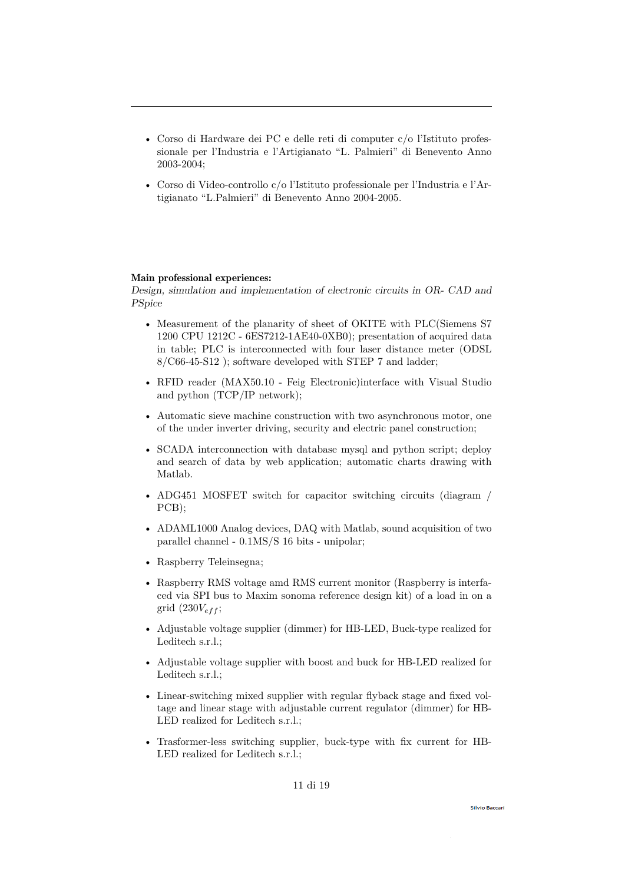- Corso di Hardware dei PC e delle reti di computer c/o l'Istituto professionale per l'Industria e l'Artigianato "L. Palmieri" di Benevento Anno 2003-2004;
- Corso di Video-controllo c/o l'Istituto professionale per l'Industria e l'Artigianato "L.Palmieri" di Benevento Anno 2004-2005.

**Main professional experiences:**

*Design, simulation and implementation of electronic circuits in OR- CAD and PSpice*

- Measurement of the planarity of sheet of OKITE with PLC(Siemens S7 1200 CPU 1212C - 6ES7212-1AE40-0XB0); presentation of acquired data in table; PLC is interconnected with four laser distance meter (ODSL 8/C66-45-S12 ); software developed with STEP 7 and ladder;
- RFID reader (MAX50.10 - Feig Electronic)interface with Visual Studio and python (TCP/IP network);
- Automatic sieve machine construction with two asynchronous motor, one of the under inverter driving, security and electric panel construction;
- SCADA interconnection with database mysql and python script; deploy and search of data by web application; automatic charts drawing with Matlab.
- ADG451 MOSFET switch for capacitor switching circuits (diagram / PCB);
- ADAML1000 Analog devices, DAQ with Matlab, sound acquisition of two parallel channel - 0.1MS/S 16 bits - unipolar;
- Raspberry Teleinsegna;
- Raspberry RMS voltage amd RMS current monitor (Raspberry is interfaced via SPI bus to Maxim sonoma reference design kit) of a load in on a grid ($230V_{eff}$;
- Adjustable voltage supplier (dimmer) for HB-LED, Buck-type realized for Leditech s.r.l.;
- Adjustable voltage supplier with boost and buck for HB-LED realized for Leditech s.r.l.;
- Linear-switching mixed supplier with regular flyback stage and fixed voltage and linear stage with adjustable current regulator (dimmer) for HB-LED realized for Leditech s.r.l.;
- Trasformer-less switching supplier, buck-type with fix current for HB-LED realized for Leditech s.r.l.;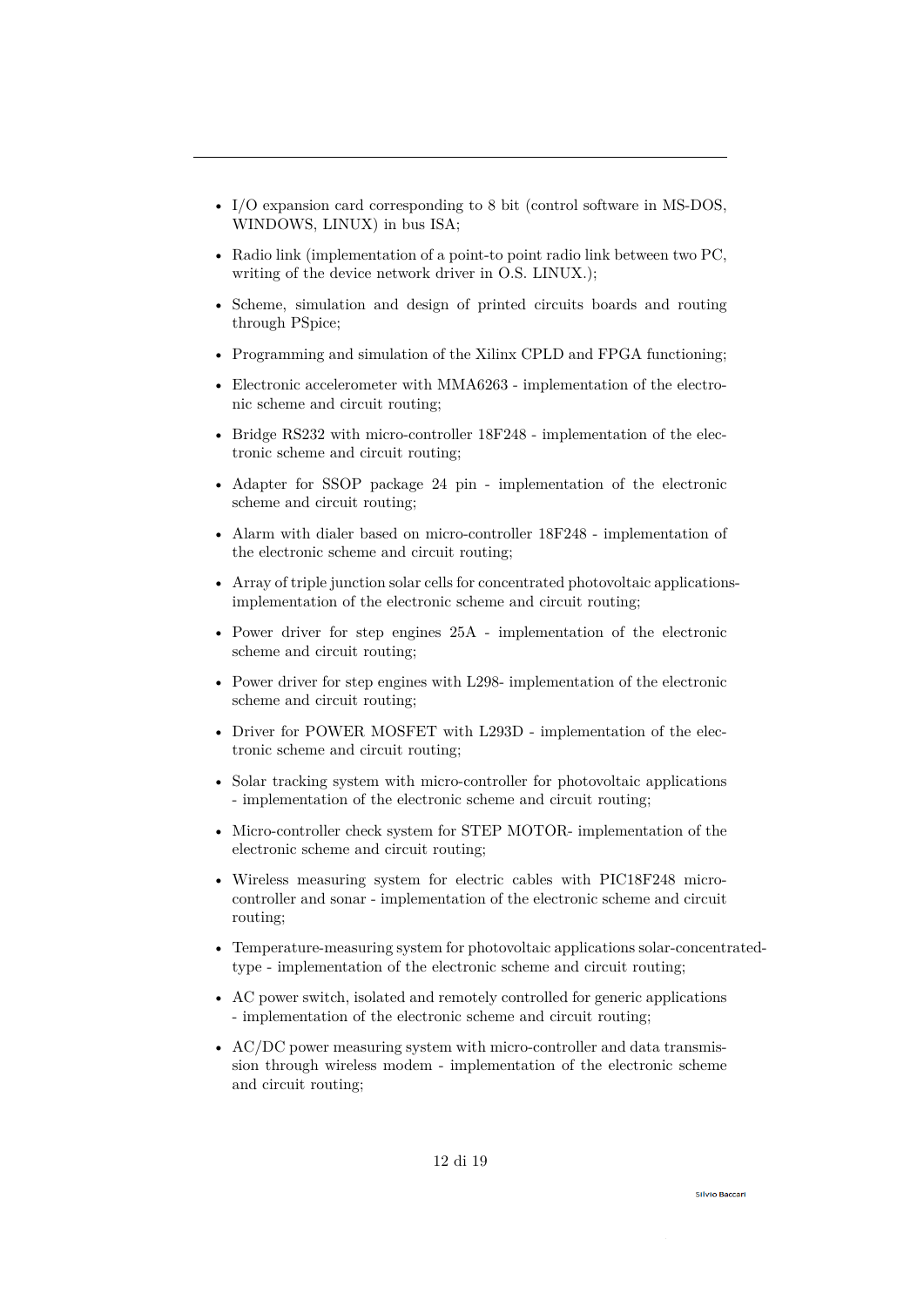- I/O expansion card corresponding to 8 bit (control software in MS-DOS, WINDOWS, LINUX) in bus ISA;
- Radio link (implementation of a point-to point radio link between two PC, writing of the device network driver in O.S. LINUX.);
- Scheme, simulation and design of printed circuits boards and routing through PSpice;
- Programming and simulation of the Xilinx CPLD and FPGA functioning;
- Electronic accelerometer with MMA6263 - implementation of the electronic scheme and circuit routing;
- Bridge RS232 with micro-controller 18F248 - implementation of the electronic scheme and circuit routing;
- Adapter for SSOP package 24 pin - implementation of the electronic scheme and circuit routing;
- Alarm with dialer based on micro-controller 18F248 - implementation of the electronic scheme and circuit routing;
- Array of triple junction solar cells for concentrated photovoltaic applications-implementation of the electronic scheme and circuit routing;
- Power driver for step engines 25A - implementation of the electronic scheme and circuit routing;
- Power driver for step engines with L298- implementation of the electronic scheme and circuit routing;
- Driver for POWER MOSFET with L293D - implementation of the electronic scheme and circuit routing;
- Solar tracking system with micro-controller for photovoltaic applications - implementation of the electronic scheme and circuit routing;
- Micro-controller check system for STEP MOTOR- implementation of the electronic scheme and circuit routing;
- Wireless measuring system for electric cables with PIC18F248 micro-controller and sonar - implementation of the electronic scheme and circuit routing;
- Temperature-measuring system for photovoltaic applications solar-concentrated-type - implementation of the electronic scheme and circuit routing;
- AC power switch, isolated and remotely controlled for generic applications - implementation of the electronic scheme and circuit routing;
- AC/DC power measuring system with micro-controller and data transmission through wireless modem - implementation of the electronic scheme and circuit routing;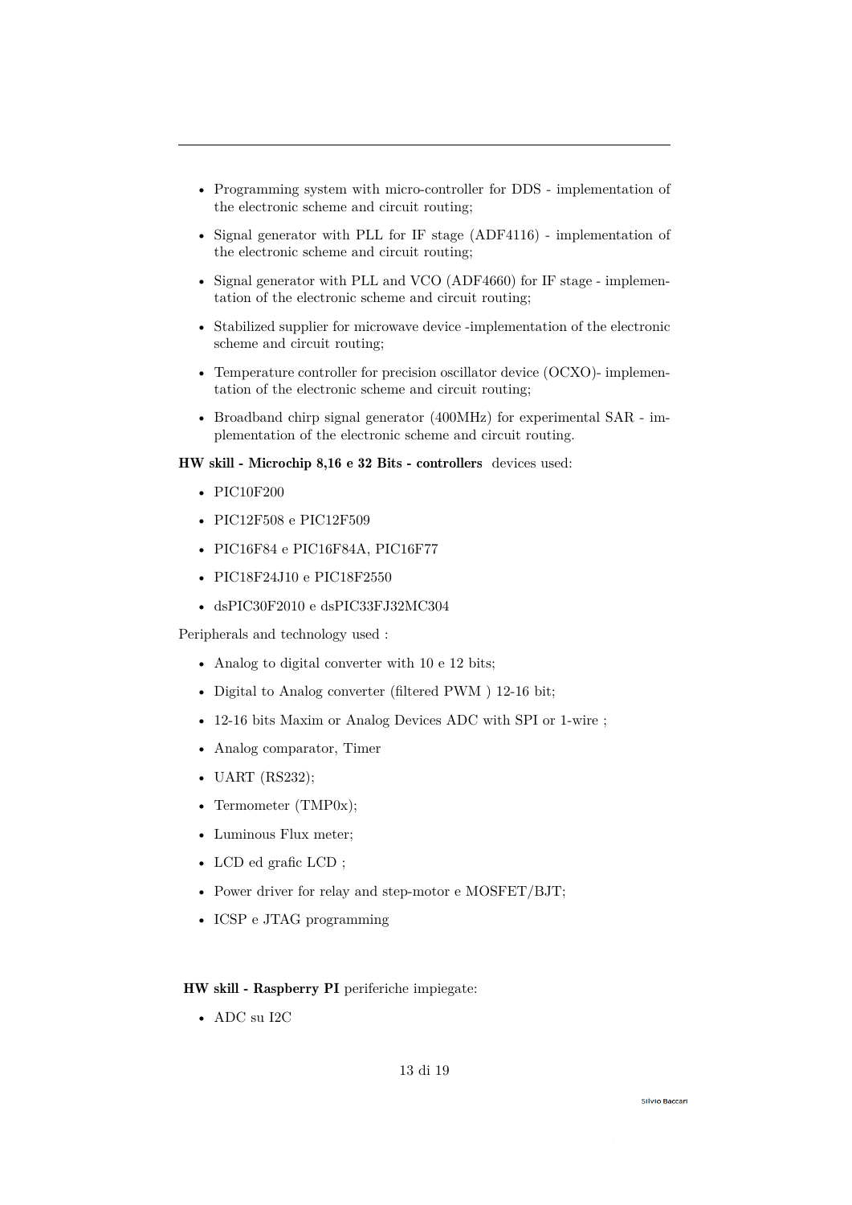- Programming system with micro-controller for DDS - implementation of the electronic scheme and circuit routing;
- Signal generator with PLL for IF stage (ADF4116) - implementation of the electronic scheme and circuit routing;
- Signal generator with PLL and VCO (ADF4660) for IF stage - implementation of the electronic scheme and circuit routing;
- Stabilized supplier for microwave device -implementation of the electronic scheme and circuit routing;
- Temperature controller for precision oscillator device (OCXO)- implementation of the electronic scheme and circuit routing;
- Broadband chirp signal generator (400MHz) for experimental SAR - implementation of the electronic scheme and circuit routing.

**HW skill - Microchip 8,16 e 32 Bits - controllers** devices used:

- PIC10F200
- PIC12F508 e PIC12F509
- PIC16F84 e PIC16F84A, PIC16F77
- PIC18F24J10 e PIC18F2550
- dsPIC30F2010 e dsPIC33FJ32MC304

Peripherals and technology used :

- Analog to digital converter with 10 e 12 bits;
- Digital to Analog converter (filtered PWM ) 12-16 bit;
- 12-16 bits Maxim or Analog Devices ADC with SPI or 1-wire ;
- Analog comparator, Timer
- UART (RS232);
- Termometer (TMP0x);
- Luminous Flux meter;
- LCD ed grafic LCD ;
- Power driver for relay and step-motor e MOSFET/BJT;
- ICSP e JTAG programming

**HW skill - Raspberry PI** periferiche impiegate:

- ADC su I2C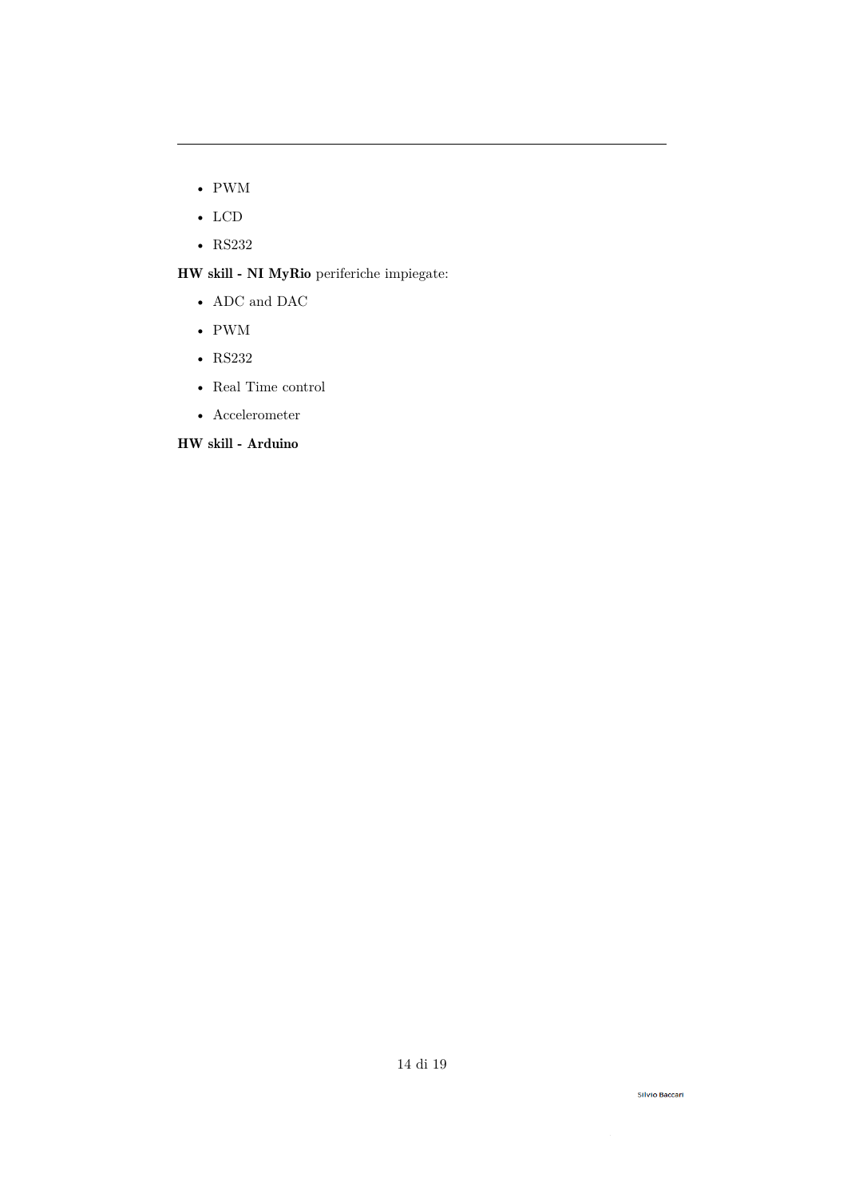- PWM
- LCD
- RS232

**HW skill - NI MyRio** periferiche impiegate:

- ADC and DAC
- PWM
- RS232
- Real Time control
- Accelerometer

**HW skill - Arduino**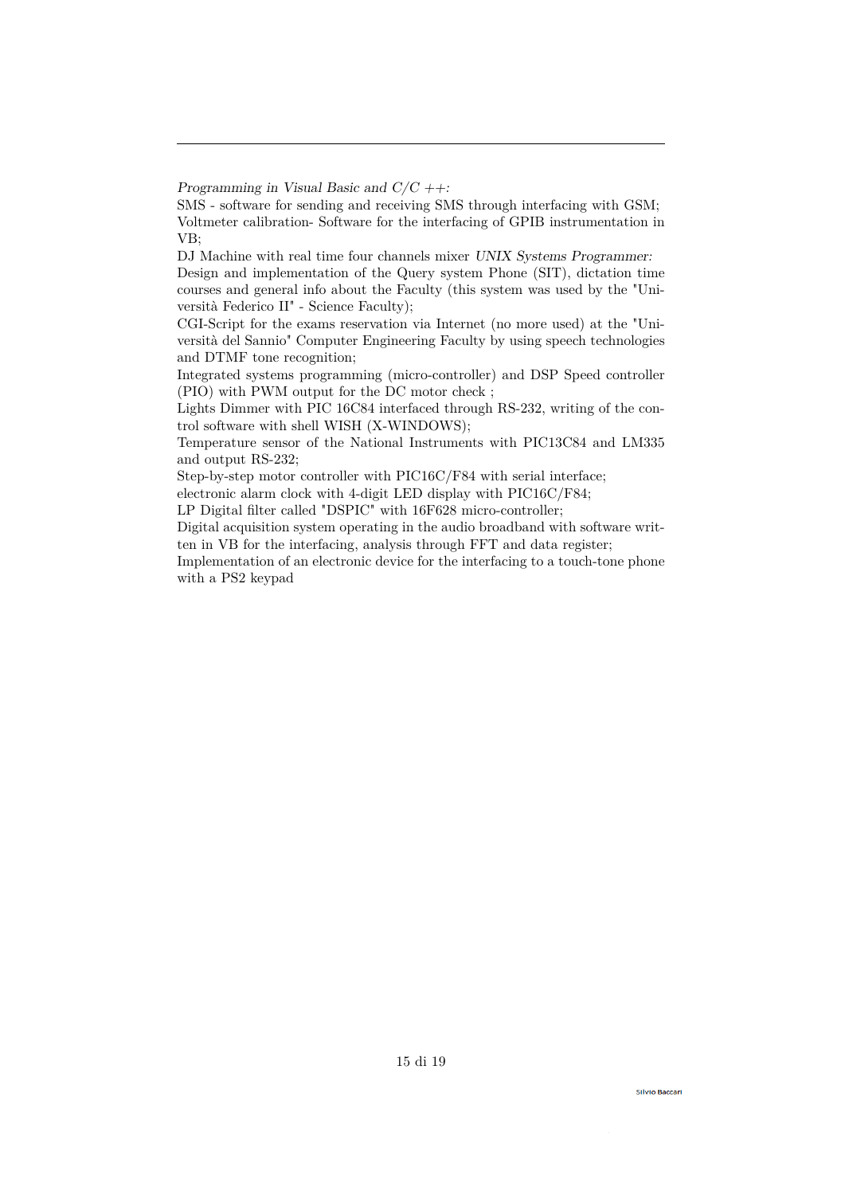*Programming in Visual Basic and C/C ++:*

SMS - software for sending and receiving SMS through interfacing with GSM;
Voltmeter calibration- Software for the interfacing of GPIB instrumentation in VB;

DJ Machine with real time four channels mixer *UNIX Systems Programmer:*
Design and implementation of the Query system Phone (SIT), dictation time courses and general info about the Faculty (this system was used by the "Università Federico II" - Science Faculty);

CGI-Script for the exams reservation via Internet (no more used) at the "Università del Sannio" Computer Engineering Faculty by using speech technologies and DTMF tone recognition;

Integrated systems programming (micro-controller) and DSP Speed controller (PIO) with PWM output for the DC motor check ;

Lights Dimmer with PIC 16C84 interfaced through RS-232, writing of the control software with shell WISH (X-WINDOWS);

Temperature sensor of the National Instruments with PIC13C84 and LM335 and output RS-232;

Step-by-step motor controller with PIC16C/F84 with serial interface;

electronic alarm clock with 4-digit LED display with PIC16C/F84;

LP Digital filter called "DSPIC" with 16F628 micro-controller;

Digital acquisition system operating in the audio broadband with software written in VB for the interfacing, analysis through FFT and data register;

Implementation of an electronic device for the interfacing to a touch-tone phone with a PS2 keypad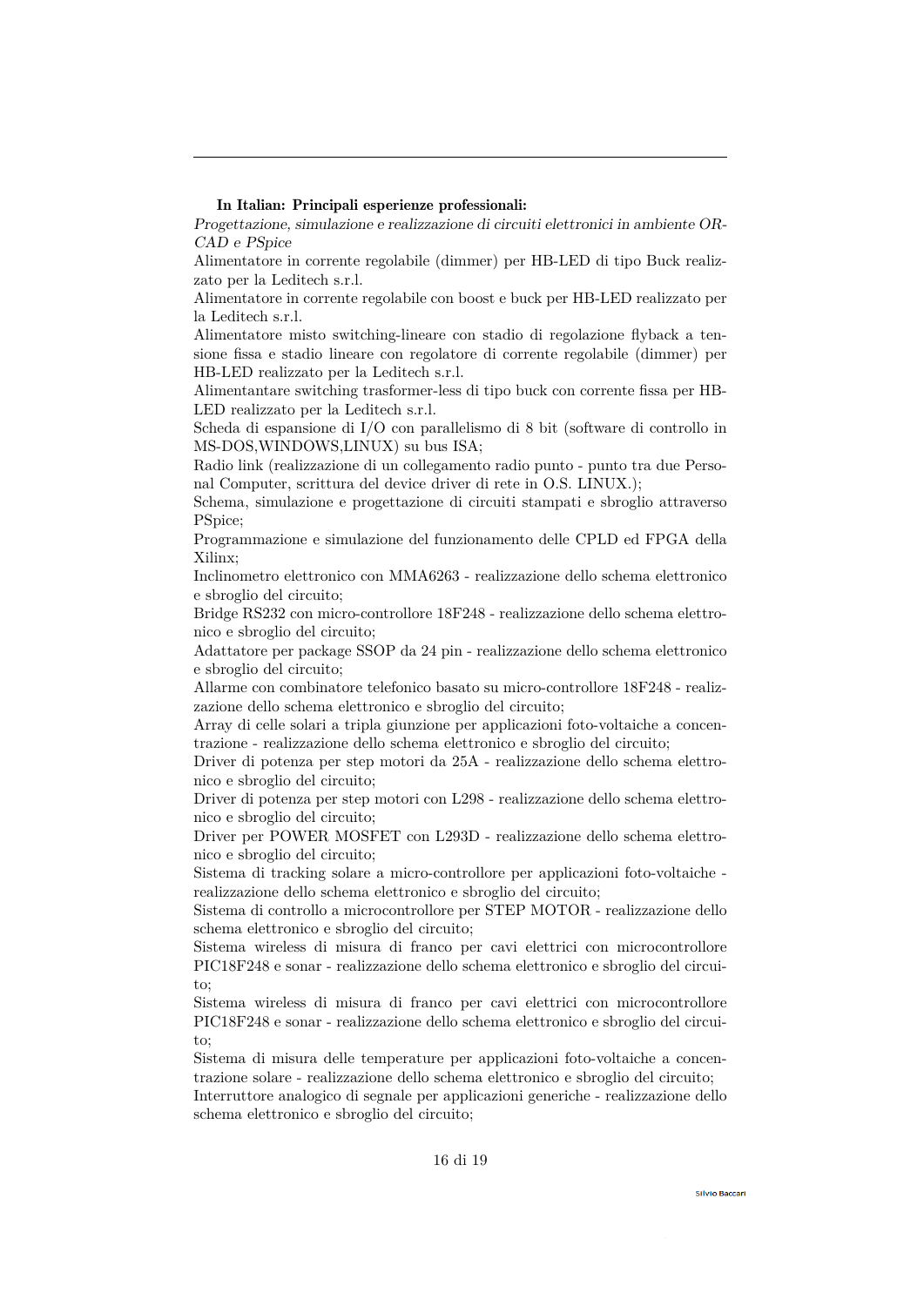**In Italian: Principali esperienze professionali:**

*Progettazione, simulazione e realizzazione di circuiti elettronici in ambiente ORCAD e PSpice*

Alimentatore in corrente regolabile (dimmer) per HB-LED di tipo Buck realizzato per la Leditech s.r.l.

Alimentatore in corrente regolabile con boost e buck per HB-LED realizzato per la Leditech s.r.l.

Alimentatore misto switching-lineare con stadio di regolazione flyback a tensione fissa e stadio lineare con regolatore di corrente regolabile (dimmer) per HB-LED realizzato per la Leditech s.r.l.

Alimentantare switching trasformer-less di tipo buck con corrente fissa per HB-LED realizzato per la Leditech s.r.l.

Scheda di espansione di I/O con parallelismo di 8 bit (software di controllo in MS-DOS,WINDOWS,LINUX) su bus ISA;

Radio link (realizzazione di un collegamento radio punto - punto tra due Personal Computer, scrittura del device driver di rete in O.S. LINUX.);

Schema, simulazione e progettazione di circuiti stampati e sbroglio attraverso PSpice;

Programmazione e simulazione del funzionamento delle CPLD ed FPGA della Xilinx;

Inclinometro elettronico con MMA6263 - realizzazione dello schema elettronico e sbroglio del circuito;

Bridge RS232 con micro-controllore 18F248 - realizzazione dello schema elettronico e sbroglio del circuito;

Adattatore per package SSOP da 24 pin - realizzazione dello schema elettronico e sbroglio del circuito;

Allarme con combinatore telefonico basato su micro-controllore 18F248 - realizzazione dello schema elettronico e sbroglio del circuito;

Array di celle solari a tripla giunzione per applicazioni foto-voltaiche a concentrazione - realizzazione dello schema elettronico e sbroglio del circuito;

Driver di potenza per step motori da 25A - realizzazione dello schema elettronico e sbroglio del circuito;

Driver di potenza per step motori con L298 - realizzazione dello schema elettronico e sbroglio del circuito;

Driver per POWER MOSFET con L293D - realizzazione dello schema elettronico e sbroglio del circuito;

Sistema di tracking solare a micro-controllore per applicazioni foto-voltaiche - realizzazione dello schema elettronico e sbroglio del circuito;

Sistema di controllo a microcontrollore per STEP MOTOR - realizzazione dello schema elettronico e sbroglio del circuito;

Sistema wireless di misura di franco per cavi elettrici con microcontrollore PIC18F248 e sonar - realizzazione dello schema elettronico e sbroglio del circuito;

Sistema wireless di misura di franco per cavi elettrici con microcontrollore PIC18F248 e sonar - realizzazione dello schema elettronico e sbroglio del circuito;

Sistema di misura delle temperature per applicazioni foto-voltaiche a concentrazione solare - realizzazione dello schema elettronico e sbroglio del circuito;

Interruttore analogico di segnale per applicazioni generiche - realizzazione dello schema elettronico e sbroglio del circuito;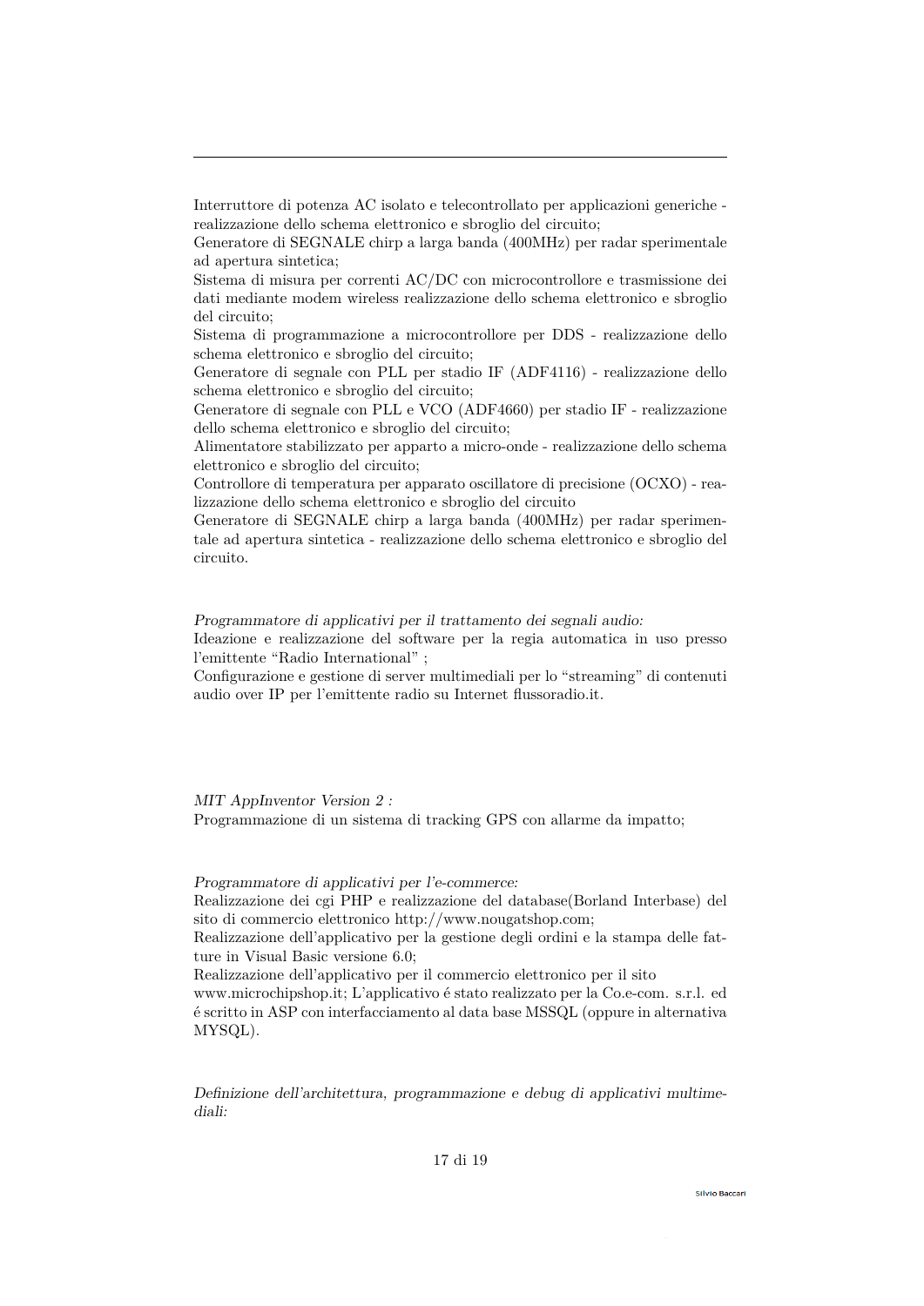Interruttore di potenza AC isolato e telecontrollato per applicazioni generiche - realizzazione dello schema elettronico e sbroglio del circuito;
Generatore di SEGNALE chirp a larga banda (400MHz) per radar sperimentale ad apertura sintetica;
Sistema di misura per correnti AC/DC con microcontrollore e trasmissione dei dati mediante modem wireless realizzazione dello schema elettronico e sbroglio del circuito;
Sistema di programmazione a microcontrollore per DDS - realizzazione dello schema elettronico e sbroglio del circuito;
Generatore di segnale con PLL per stadio IF (ADF4116) - realizzazione dello schema elettronico e sbroglio del circuito;
Generatore di segnale con PLL e VCO (ADF4660) per stadio IF - realizzazione dello schema elettronico e sbroglio del circuito;
Alimentatore stabilizzato per apparto a micro-onde - realizzazione dello schema elettronico e sbroglio del circuito;
Controllore di temperatura per apparato oscillatore di precisione (OCXO) - realizzazione dello schema elettronico e sbroglio del circuito
Generatore di SEGNALE chirp a larga banda (400MHz) per radar sperimentale ad apertura sintetica - realizzazione dello schema elettronico e sbroglio del circuito.

*Programmatore di applicativi per il trattamento dei segnali audio:*
Ideazione e realizzazione del software per la regia automatica in uso presso l'emittente "Radio International" ;
Configurazione e gestione di server multimediali per lo "streaming" di contenuti audio over IP per l'emittente radio su Internet flussoradio.it.

*MIT AppInventor Version 2 :*
Programmazione di un sistema di tracking GPS con allarme da impatto;

*Programmatore di applicativi per l'e-commerce:*
Realizzazione dei cgi PHP e realizzazione del database(Borland Interbase) del sito di commercio elettronico http://www.nougatshop.com;
Realizzazione dell'applicativo per la gestione degli ordini e la stampa delle fatture in Visual Basic versione 6.0;
Realizzazione dell'applicativo per il commercio elettronico per il sito www.microchipshop.it; L'applicativo é stato realizzato per la Co.e-com. s.r.l. ed é scritto in ASP con interfacciamento al data base MSSQL (oppure in alternativa MYSQL).

*Definizione dell'architettura, programmazione e debug di applicativi multimediali:*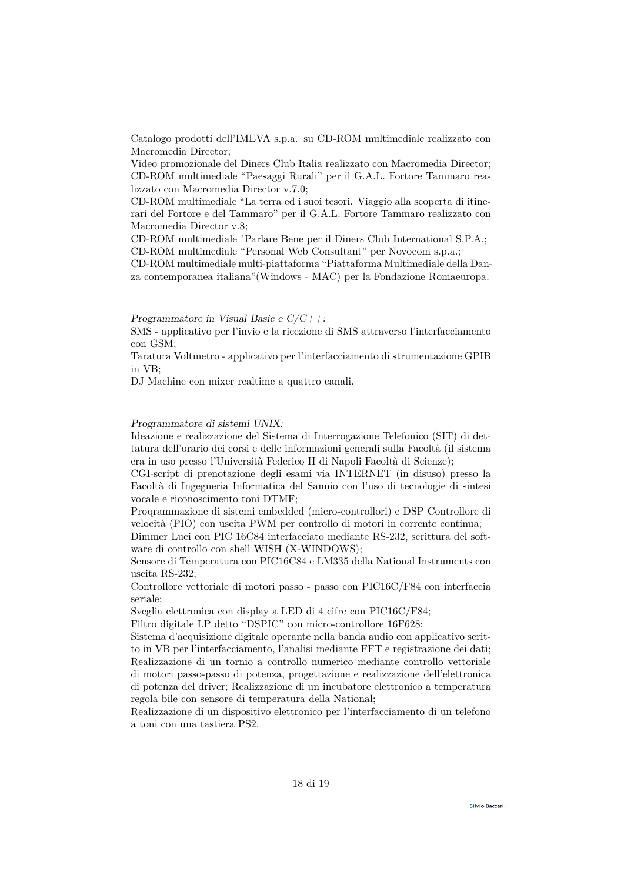Catalogo prodotti dell'IMEVA s.p.a. su CD-ROM multimediale realizzato con Macromedia Director;
Video promozionale del Diners Club Italia realizzato con Macromedia Director;
CD-ROM multimediale "Paesaggi Rurali" per il G.A.L. Fortore Tammaro realizzato con Macromedia Director v.7.0;
CD-ROM multimediale "La terra ed i suoi tesori. Viaggio alla scoperta di itinerari del Fortore e del Tammaro" per il G.A.L. Fortore Tammaro realizzato con Macromedia Director v.8;
CD-ROM multimediale "Parlare Bene per il Diners Club International S.P.A.;
CD-ROM multimediale "Personal Web Consultant" per Novocom s.p.a.;
CD-ROM multimediale multi-piattaforma "Piattaforma Multimediale della Danza contemporanea italiana"(Windows - MAC) per la Fondazione Romaeuropa.

*Programmatore in Visual Basic e C/C++:*
SMS - applicativo per l'invio e la ricezione di SMS attraverso l'interfacciamento con GSM;
Taratura Voltmetro - applicativo per l'interfacciamento di strumentazione GPIB in VB;
DJ Machine con mixer realtime a quattro canali.

*Programmatore di sistemi UNIX:*
Ideazione e realizzazione del Sistema di Interrogazione Telefonico (SIT) di dettatura dell'orario dei corsi e delle informazioni generali sulla Facoltà (il sistema era in uso presso l'Università Federico II di Napoli Facoltà di Scienze);
CGI-script di prenotazione degli esami via INTERNET (in disuso) presso la Facoltà di Ingegneria Informatica del Sannio con l'uso di tecnologie di sintesi vocale e riconoscimento toni DTMF;
Proqrammazione di sistemi embedded (micro-controllori) e DSP Controllore di velocità (PIO) con uscita PWM per controllo di motori in corrente continua;
Dimmer Luci con PIC 16C84 interfacciato mediante RS-232, scrittura del software di controllo con shell WISH (X-WINDOWS);
Sensore di Temperatura con PIC16C84 e LM335 della National Instruments con uscita RS-232;
Controllore vettoriale di motori passo - passo con PIC16C/F84 con interfaccia seriale;
Sveglia elettronica con display a LED di 4 cifre con PIC16C/F84;
Filtro digitale LP detto "DSPIC" con micro-controllore 16F628;
Sistema d'acquisizione digitale operante nella banda audio con applicativo scritto in VB per l'interfacciamento, l'analisi mediante FFT e registrazione dei dati;
Realizzazione di un tornio a controllo numerico mediante controllo vettoriale di motori passo-passo di potenza, progettazione e realizzazione dell'elettronica di potenza del driver; Realizzazione di un incubatore elettronico a temperatura regola bile con sensore di temperatura della National;
Realizzazione di un dispositivo elettronico per l'interfacciamento di un telefono a toni con una tastiera PS2.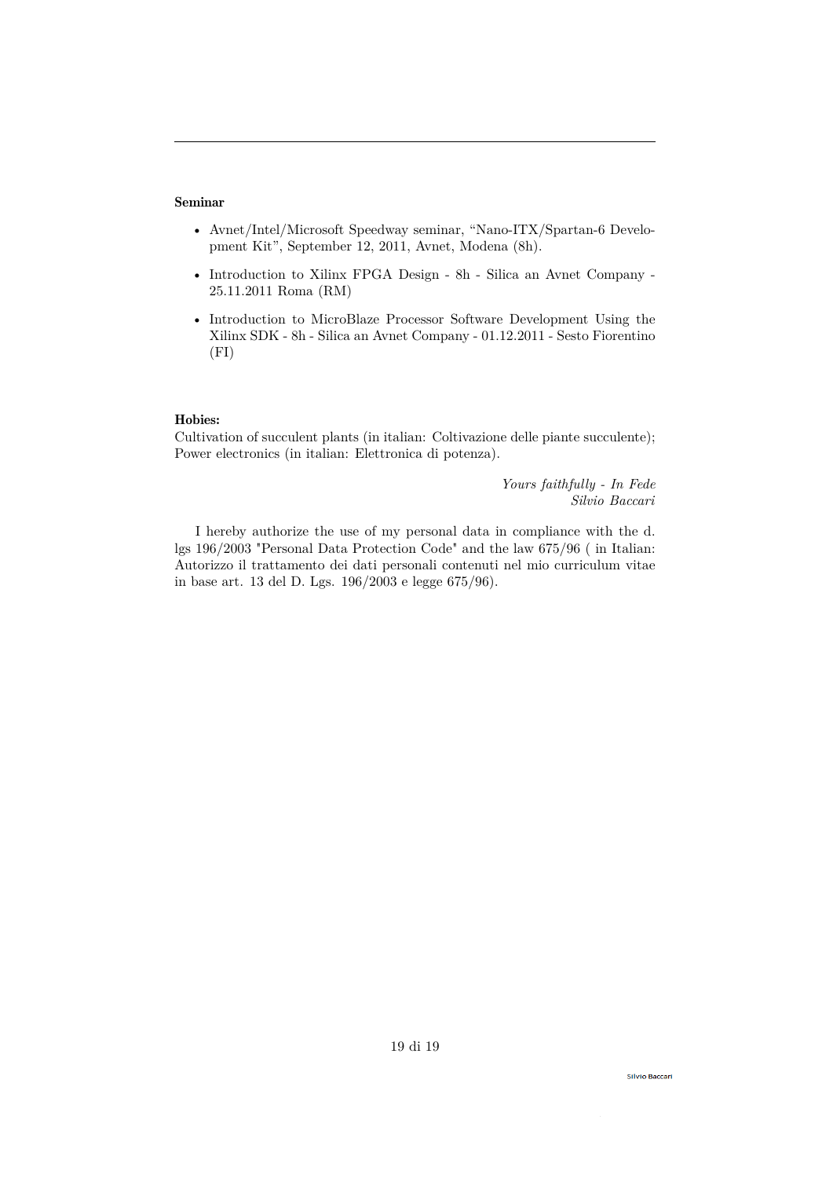**Seminar**

- Avnet/Intel/Microsoft Speedway seminar, "Nano-ITX/Spartan-6 Development Kit", September 12, 2011, Avnet, Modena (8h).
- Introduction to Xilinx FPGA Design - 8h - Silica an Avnet Company - 25.11.2011 Roma (RM)
- Introduction to MicroBlaze Processor Software Development Using the Xilinx SDK - 8h - Silica an Avnet Company - 01.12.2011 - Sesto Fiorentino (FI)

**Hobies:**
Cultivation of succulent plants (in italian: Coltivazione delle piante succulente); Power electronics (in italian: Elettronica di potenza).

*Yours faithfully - In Fede*
*Silvio Baccari*

I hereby authorize the use of my personal data in compliance with the d. lgs 196/2003 "Personal Data Protection Code" and the law 675/96 ( in Italian: Autorizzo il trattamento dei dati personali contenuti nel mio curriculum vitae in base art. 13 del D. Lgs. 196/2003 e legge 675/96).